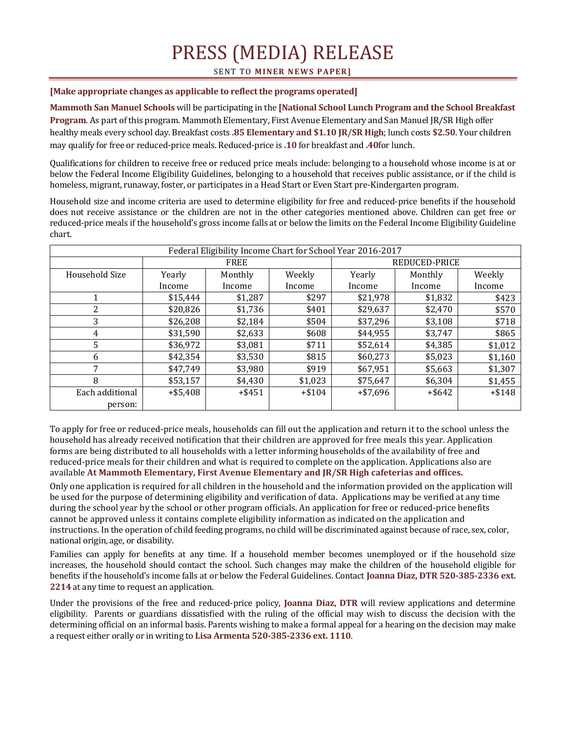# PRESS (MEDIA) RELEASE

SENT TO **MINER NEWS PAPER]**

**[Make appropriate changes as applicable to reflect the programs operated]**

**Mammoth San Manuel Schools** will be participating in the **[National School Lunch Program and the School Breakfast Program**. As part of this program. Mammoth Elementary, First Avenue Elementary and San Manuel JR/SR High offer healthy meals every school day. Breakfast costs **.85 Elementary and $1.10 JR/SR High**; lunch costs **$2.50**. Your children may qualify for free or reduced-price meals. Reduced-price is **.10** for breakfast and **.40**for lunch.

Qualifications for children to receive free or reduced price meals include: belonging to a household whose income is at or below the Federal Income Eligibility Guidelines, belonging to a household that receives public assistance, or if the child is homeless, migrant, runaway, foster, or participates in a Head Start or Even Start pre-Kindergarten program.

Household size and income criteria are used to determine eligibility for free and reduced-price benefits if the household does not receive assistance or the children are not in the other categories mentioned above. Children can get free or reduced-price meals if the household's gross income falls at or below the limits on the Federal Income Eligibility Guideline chart.

| Federal Eligibility Income Chart for School Year 2016-2017 | | | | | | |
|---|---|---|---|---|---|---|
| | FREE | | | REDUCED-PRICE | | |
| Household Size | Yearly Income | Monthly Income | Weekly Income | Yearly Income | Monthly Income | Weekly Income |
| 1 | $15,444 | $1,287 | $297 | $21,978 | $1,832 | $423 |
| 2 | $20,826 | $1,736 | $401 | $29,637 | $2,470 | $570 |
| 3 | $26,208 | $2,184 | $504 | $37,296 | $3,108 | $718 |
| 4 | $31,590 | $2,633 | $608 | $44,955 | $3,747 | $865 |
| 5 | $36,972 | $3,081 | $711 | $52,614 | $4,385 | $1,012 |
| 6 | $42,354 | $3,530 | $815 | $60,273 | $5,023 | $1,160 |
| 7 | $47,749 | $3,980 | $919 | $67,951 | $5,663 | $1,307 |
| 8 | $53,157 | $4,430 | $1,023 | $75,647 | $6,304 | $1,455 |
| Each additional person: | +$5,408 | +$451 | +$104 | +$7,696 | +$642 | +$148 |

To apply for free or reduced-price meals, households can fill out the application and return it to the school unless the household has already received notification that their children are approved for free meals this year. Application forms are being distributed to all households with a letter informing households of the availability of free and reduced-price meals for their children and what is required to complete on the application. Applications also are available **At Mammoth Elementary, First Avenue Elementary and JR/SR High cafeterias and offices.**

Only one application is required for all children in the household and the information provided on the application will be used for the purpose of determining eligibility and verification of data. Applications may be verified at any time during the school year by the school or other program officials. An application for free or reduced-price benefits cannot be approved unless it contains complete eligibility information as indicated on the application and instructions. In the operation of child feeding programs, no child will be discriminated against because of race, sex, color, national origin, age, or disability.

Families can apply for benefits at any time. If a household member becomes unemployed or if the household size increases, the household should contact the school. Such changes may make the children of the household eligible for benefits if the household's income falls at or below the Federal Guidelines. Contact **Joanna Diaz, DTR 520-385-2336 ext. 2214** at any time to request an application.

Under the provisions of the free and reduced-price policy, **Joanna Diaz, DTR** will review applications and determine eligibility. Parents or guardians dissatisfied with the ruling of the official may wish to discuss the decision with the determining official on an informal basis. Parents wishing to make a formal appeal for a hearing on the decision may make a request either orally or in writing to **Lisa Armenta 520-385-2336 ext. 1110**.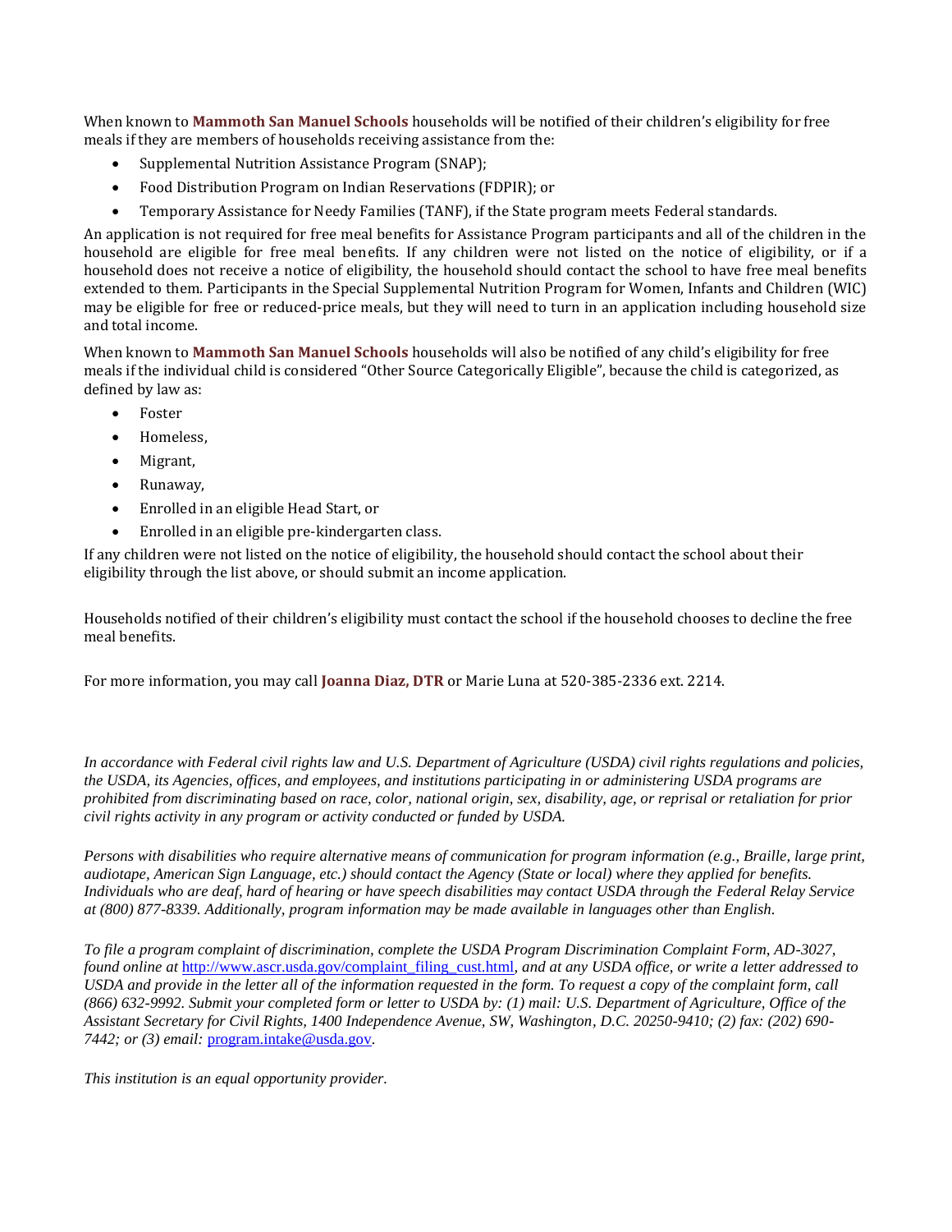When known to **Mammoth San Manuel Schools** households will be notified of their children's eligibility for free meals if they are members of households receiving assistance from the:

- Supplemental Nutrition Assistance Program (SNAP);
- Food Distribution Program on Indian Reservations (FDPIR); or
- Temporary Assistance for Needy Families (TANF), if the State program meets Federal standards.

An application is not required for free meal benefits for Assistance Program participants and all of the children in the household are eligible for free meal benefits. If any children were not listed on the notice of eligibility, or if a household does not receive a notice of eligibility, the household should contact the school to have free meal benefits extended to them. Participants in the Special Supplemental Nutrition Program for Women, Infants and Children (WIC) may be eligible for free or reduced-price meals, but they will need to turn in an application including household size and total income.

When known to **Mammoth San Manuel Schools** households will also be notified of any child's eligibility for free meals if the individual child is considered "Other Source Categorically Eligible", because the child is categorized, as defined by law as:

- Foster
- Homeless,
- Migrant,
- Runaway,
- Enrolled in an eligible Head Start, or
- Enrolled in an eligible pre-kindergarten class.

If any children were not listed on the notice of eligibility, the household should contact the school about their eligibility through the list above, or should submit an income application.

Households notified of their children's eligibility must contact the school if the household chooses to decline the free meal benefits.

For more information, you may call **Joanna Diaz, DTR** or Marie Luna at 520-385-2336 ext. 2214.

*In accordance with Federal civil rights law and U.S. Department of Agriculture (USDA) civil rights regulations and policies, the USDA, its Agencies, offices, and employees, and institutions participating in or administering USDA programs are prohibited from discriminating based on race, color, national origin, sex, disability, age, or reprisal or retaliation for prior civil rights activity in any program or activity conducted or funded by USDA.*

*Persons with disabilities who require alternative means of communication for program information (e.g., Braille, large print, audiotape, American Sign Language, etc.) should contact the Agency (State or local) where they applied for benefits. Individuals who are deaf, hard of hearing or have speech disabilities may contact USDA through the Federal Relay Service at (800) 877-8339. Additionally, program information may be made available in languages other than English.*

*To file a program complaint of discrimination, complete the USDA Program Discrimination Complaint Form, AD-3027, found online at* http://www.ascr.usda.gov/complaint_filing_cust.html, *and at any USDA office, or write a letter addressed to USDA and provide in the letter all of the information requested in the form. To request a copy of the complaint form, call (866) 632-9992. Submit your completed form or letter to USDA by: (1) mail: U.S. Department of Agriculture, Office of the Assistant Secretary for Civil Rights, 1400 Independence Avenue, SW, Washington, D.C. 20250-9410; (2) fax: (202) 690-7442; or (3) email:* program.intake@usda.gov.

*This institution is an equal opportunity provider.*